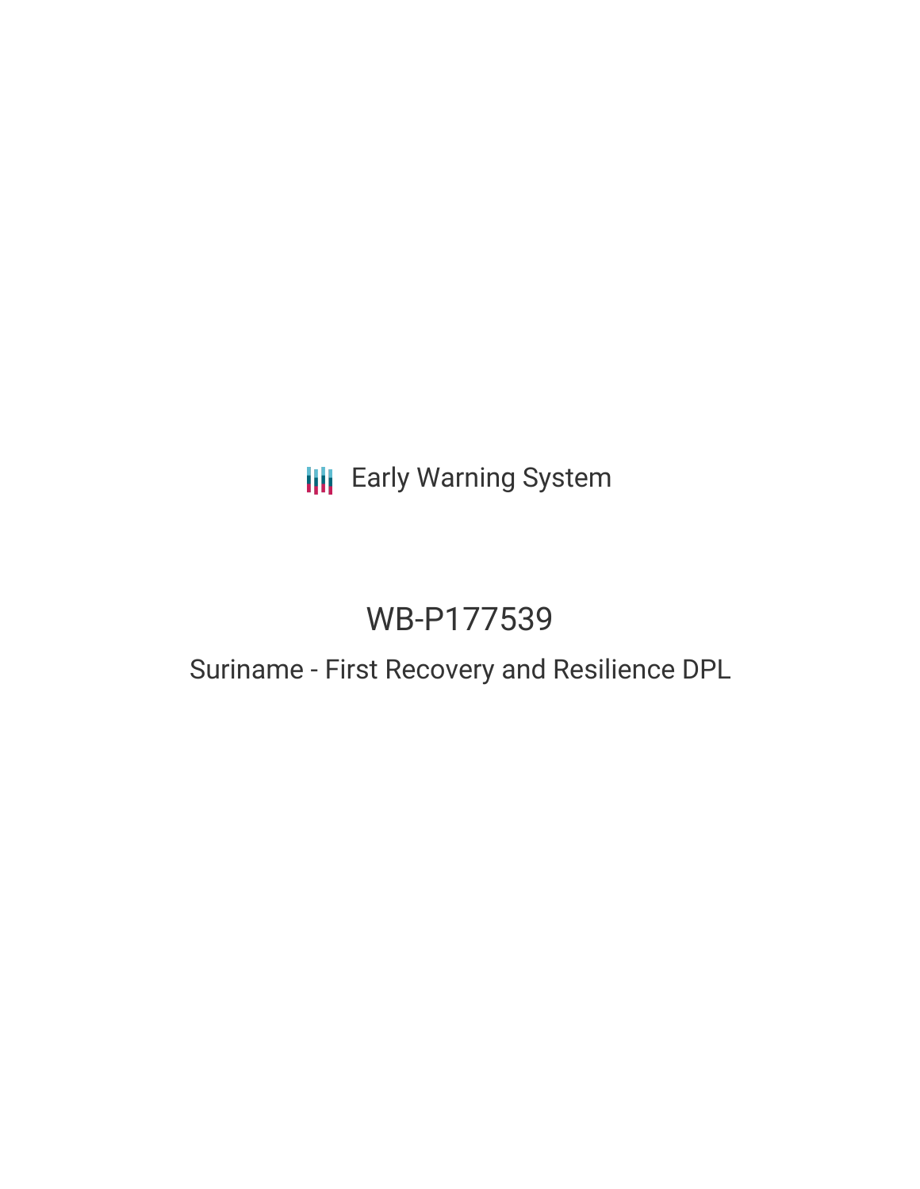Early Warning System

# WB-P177539

## Suriname - First Recovery and Resilience DPL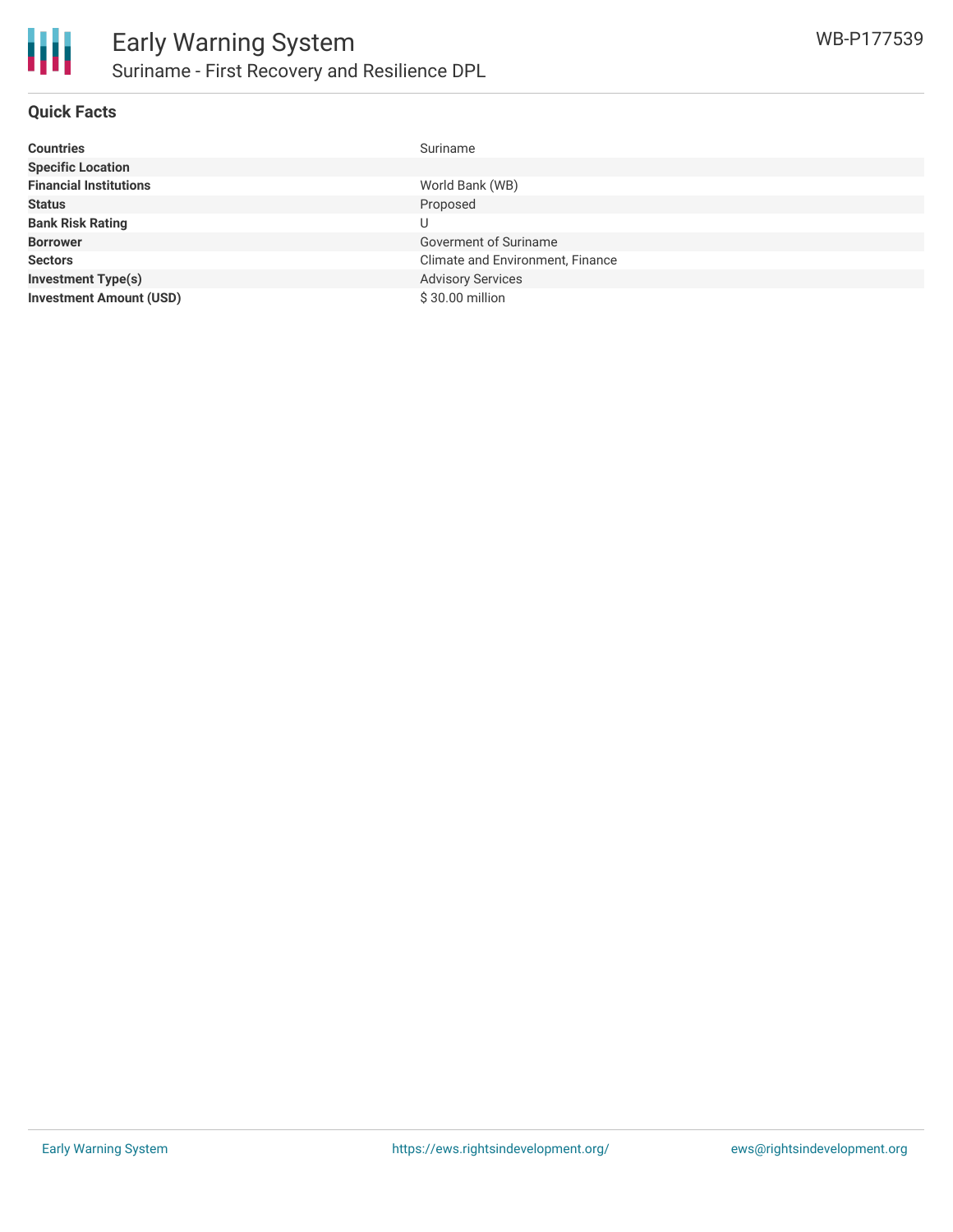# Early Warning System

## Suriname - First Recovery and Resilience DPL

WB-P177539

### Quick Facts

| | |
|---|---|
| **Countries** | Suriname |
| **Specific Location** | |
| **Financial Institutions** | World Bank (WB) |
| **Status** | Proposed |
| **Bank Risk Rating** | U |
| **Borrower** | Goverment of Suriname |
| **Sectors** | Climate and Environment, Finance |
| **Investment Type(s)** | Advisory Services |
| **Investment Amount (USD)** | $ 30.00 million |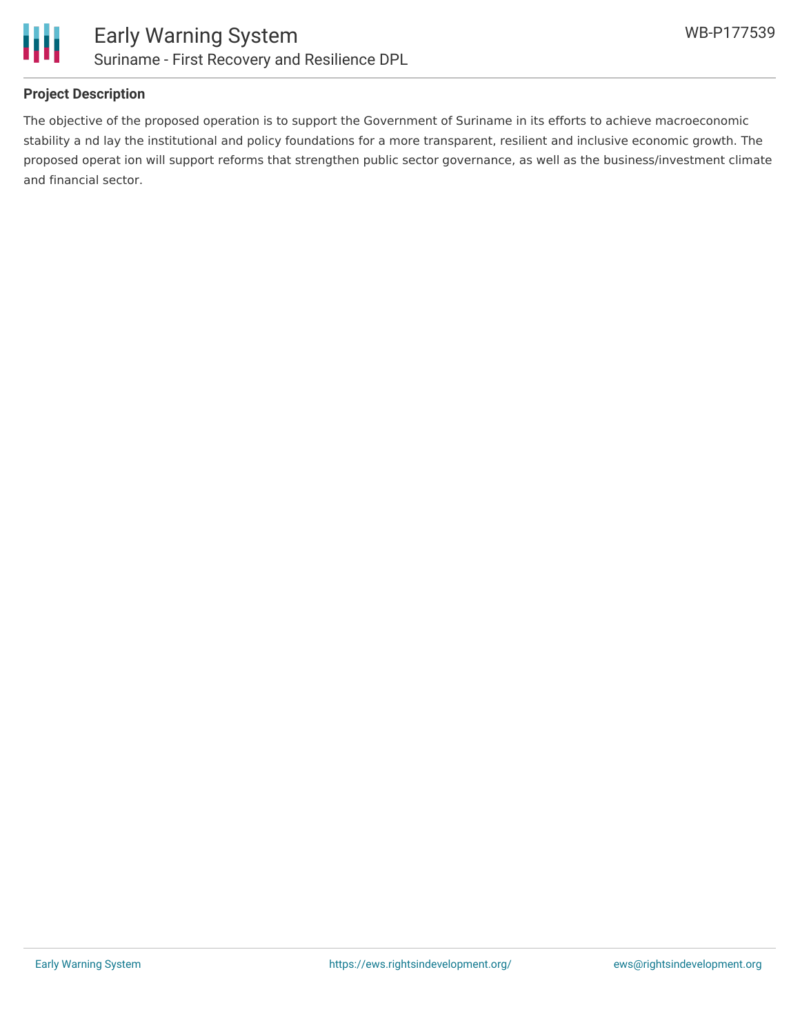**Project Description**

The objective of the proposed operation is to support the Government of Suriname in its efforts to achieve macroeconomic stability a nd lay the institutional and policy foundations for a more transparent, resilient and inclusive economic growth. The proposed operat ion will support reforms that strengthen public sector governance, as well as the business/investment climate and financial sector.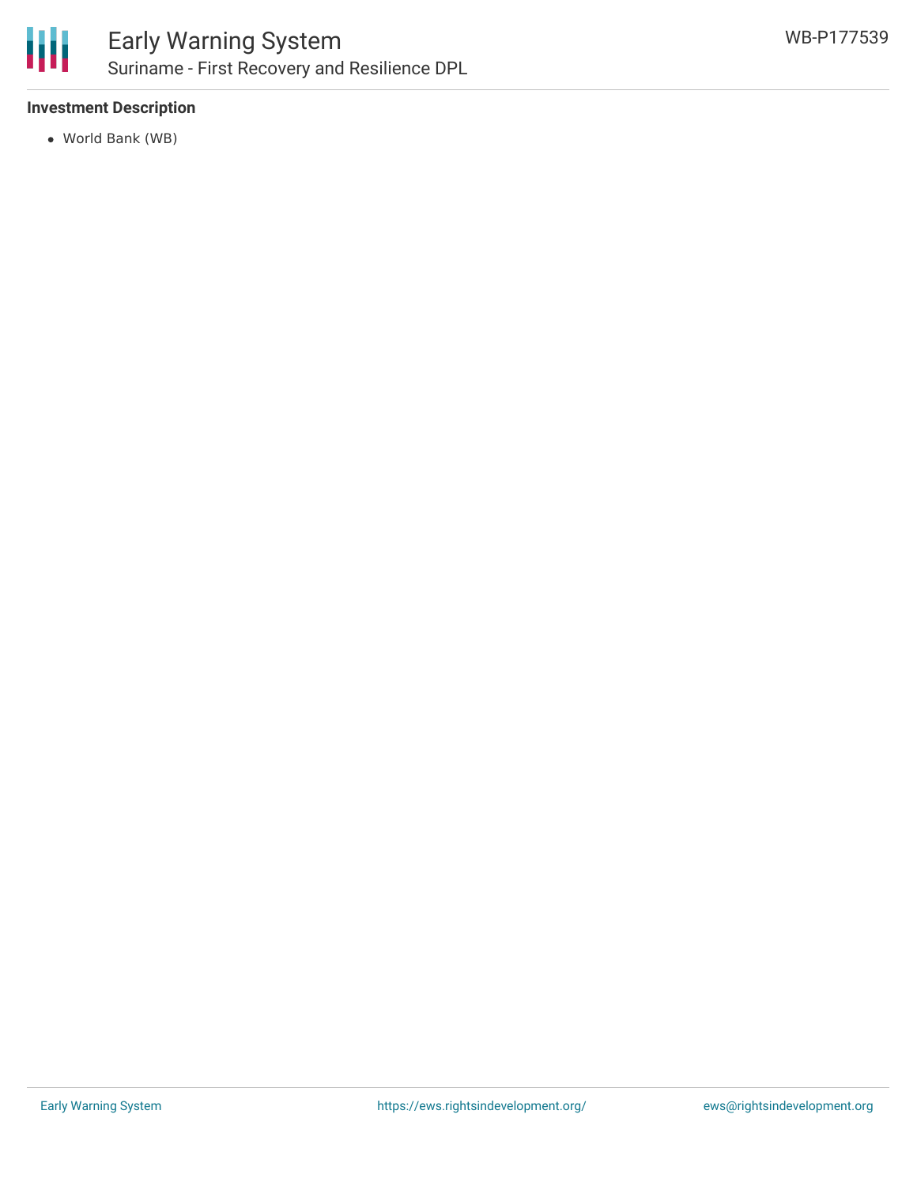### Investment Description

- World Bank (WB)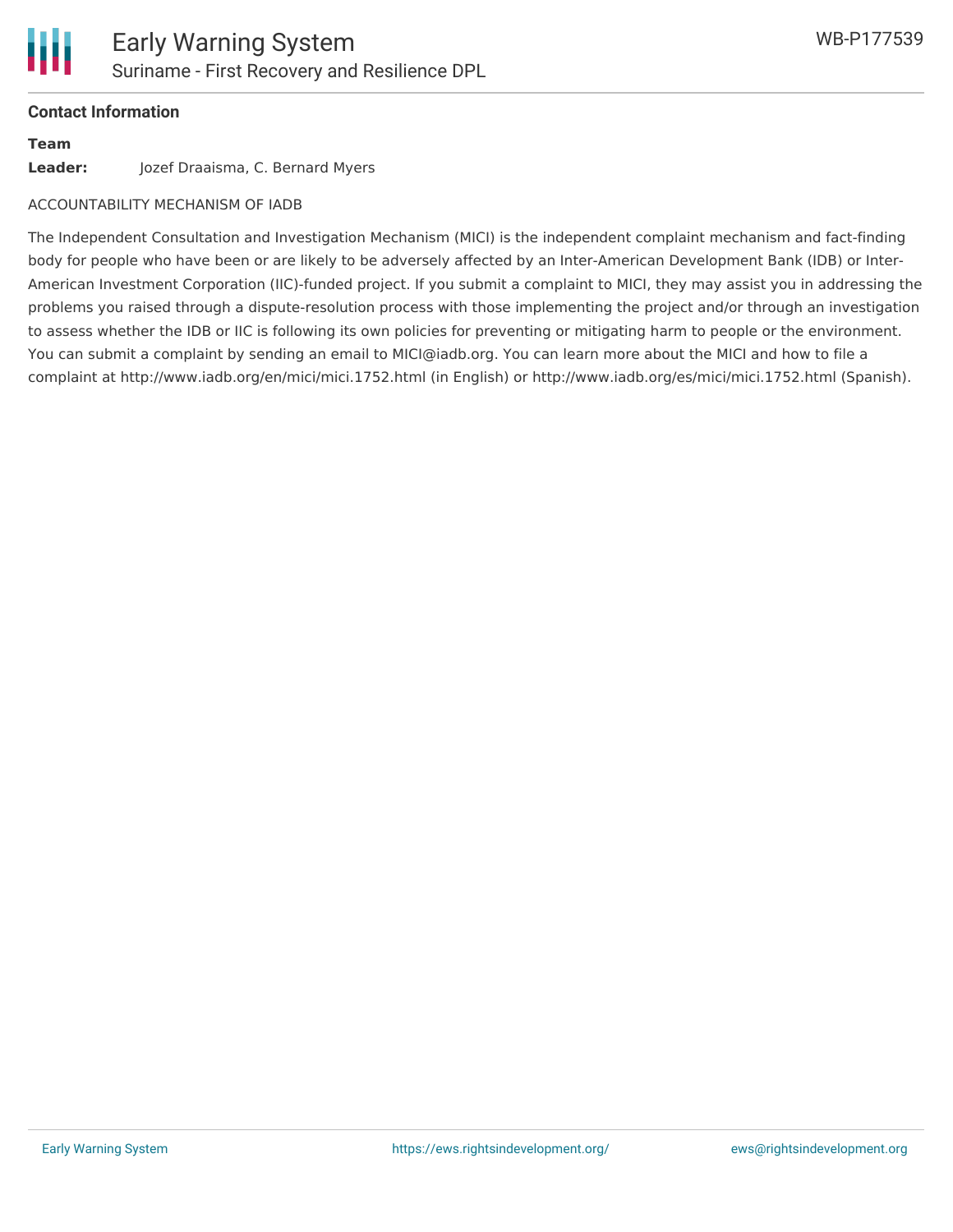### Contact Information

**Team Leader:** Jozef Draaisma, C. Bernard Myers

ACCOUNTABILITY MECHANISM OF IADB

The Independent Consultation and Investigation Mechanism (MICI) is the independent complaint mechanism and fact-finding body for people who have been or are likely to be adversely affected by an Inter-American Development Bank (IDB) or Inter-American Investment Corporation (IIC)-funded project. If you submit a complaint to MICI, they may assist you in addressing the problems you raised through a dispute-resolution process with those implementing the project and/or through an investigation to assess whether the IDB or IIC is following its own policies for preventing or mitigating harm to people or the environment. You can submit a complaint by sending an email to MICI@iadb.org. You can learn more about the MICI and how to file a complaint at http://www.iadb.org/en/mici/mici.1752.html (in English) or http://www.iadb.org/es/mici/mici.1752.html (Spanish).